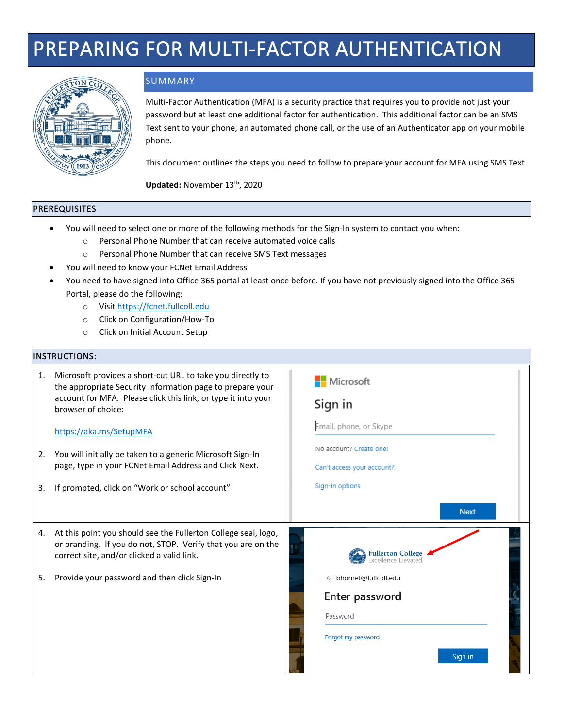# PREPARING FOR MULTI-FACTOR AUTHENTICATION

## SUMMARY

Multi-Factor Authentication (MFA) is a security practice that requires you to provide not just your password but at least one additional factor for authentication. This additional factor can be an SMS Text sent to your phone, an automated phone call, or the use of an Authenticator app on your mobile phone.

This document outlines the steps you need to follow to prepare your account for MFA using SMS Text

**Updated:** November 13th, 2020

## PREREQUISITES

- You will need to select one or more of the following methods for the Sign-In system to contact you when:
  - Personal Phone Number that can receive automated voice calls
  - Personal Phone Number that can receive SMS Text messages
- You will need to know your FCNet Email Address
- You need to have signed into Office 365 portal at least once before. If you have not previously signed into the Office 365 Portal, please do the following:
  - Visit https://fcnet.fullcoll.edu
  - Click on Configuration/How-To
  - Click on Initial Account Setup

## INSTRUCTIONS:

1. Microsoft provides a short-cut URL to take you directly to the appropriate Security Information page to prepare your account for MFA. Please click this link, or type it into your browser of choice:

   https://aka.ms/SetupMFA

2. You will initially be taken to a generic Microsoft Sign-In page, type in your FCNet Email Address and Click Next.

3. If prompted, click on "Work or school account"

4. At this point you should see the Fullerton College seal, logo, or branding. If you do not, STOP. Verify that you are on the correct site, and/or clicked a valid link.

5. Provide your password and then click Sign-In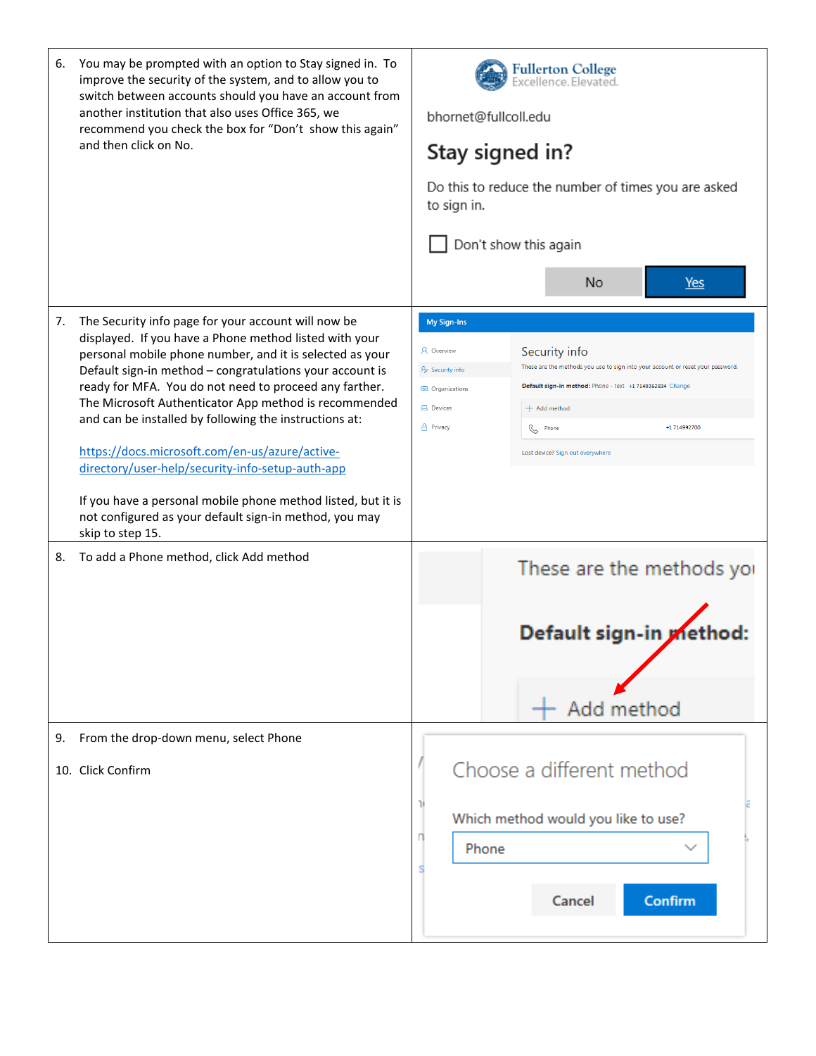6. You may be prompted with an option to Stay signed in. To improve the security of the system, and to allow you to switch between accounts should you have an account from another institution that also uses Office 365, we recommend you check the box for "Don't show this again" and then click on No.

7. The Security info page for your account will now be displayed. If you have a Phone method listed with your personal mobile phone number, and it is selected as your Default sign-in method – congratulations your account is ready for MFA. You do not need to proceed any farther. The Microsoft Authenticator App method is recommended and can be installed by following the instructions at:

   [https://docs.microsoft.com/en-us/azure/active-directory/user-help/security-info-setup-auth-app](https://docs.microsoft.com/en-us/azure/active-directory/user-help/security-info-setup-auth-app)

   If you have a personal mobile phone method listed, but it is not configured as your default sign-in method, you may skip to step 15.

8. To add a Phone method, click Add method

9. From the drop-down menu, select Phone

10. Click Confirm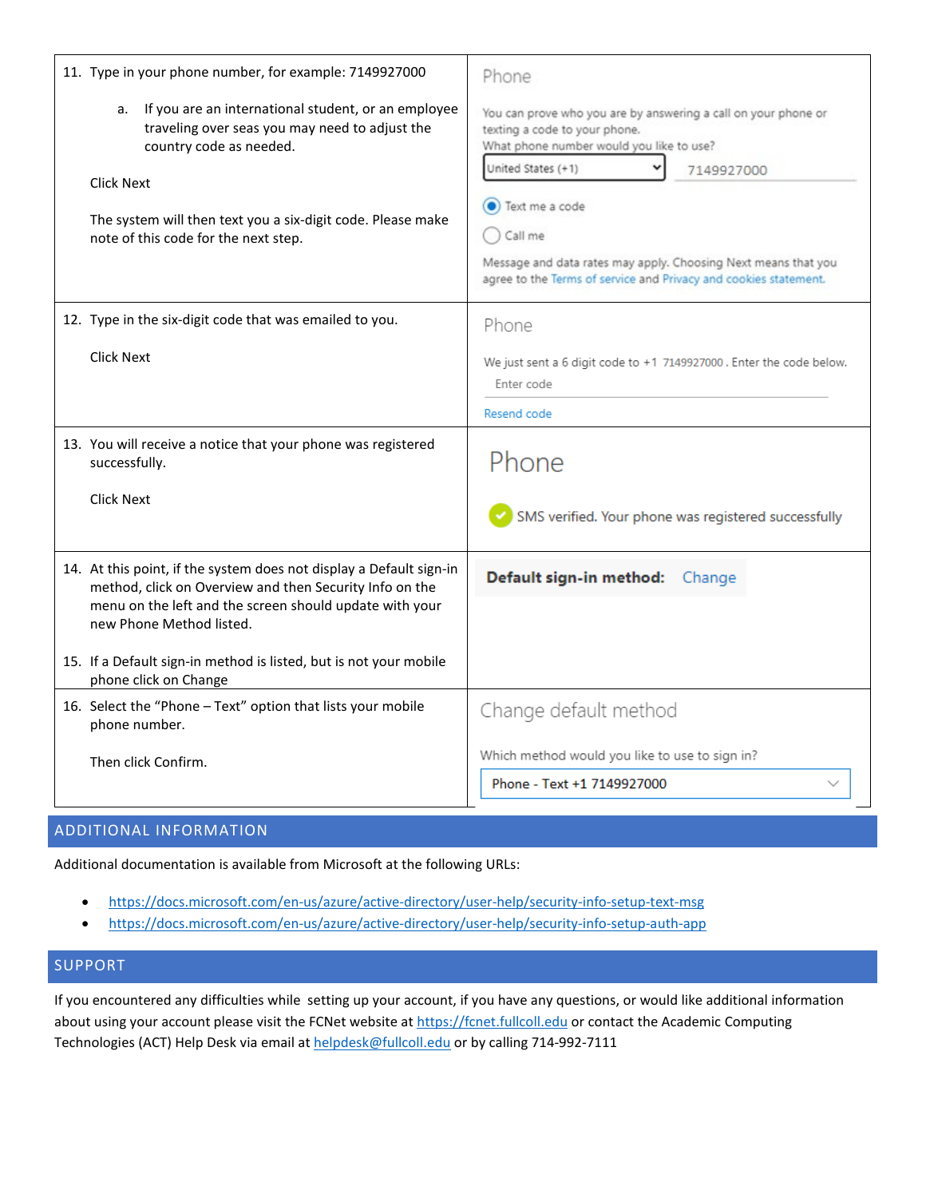| | |
|---|---|
| 11. Type in your phone number, for example: 7149927000<br><br>a. If you are an international student, or an employee traveling over seas you may need to adjust the country code as needed.<br><br>Click Next<br><br>The system will then text you a six-digit code. Please make note of this code for the next step. | Phone<br><br>You can prove who you are by answering a call on your phone or texting a code to your phone.<br>What phone number would you like to use?<br>United States (+1) 7149927000<br><br>Text me a code<br>Call me<br><br>Message and data rates may apply. Choosing Next means that you agree to the Terms of service and Privacy and cookies statement. |
| 12. Type in the six-digit code that was emailed to you.<br><br>Click Next | Phone<br><br>We just sent a 6 digit code to +1 7149927000 . Enter the code below.<br>Enter code<br><br>Resend code |
| 13. You will receive a notice that your phone was registered successfully.<br><br>Click Next | Phone<br><br>SMS verified. Your phone was registered successfully |
| 14. At this point, if the system does not display a Default sign-in method, click on Overview and then Security Info on the menu on the left and the screen should update with your new Phone Method listed.<br><br>15. If a Default sign-in method is listed, but is not your mobile phone click on Change | **Default sign-in method:** Change |
| 16. Select the "Phone – Text" option that lists your mobile phone number.<br><br>Then click Confirm. | Change default method<br><br>Which method would you like to use to sign in?<br>Phone - Text +1 7149927000 |

## ADDITIONAL INFORMATION

Additional documentation is available from Microsoft at the following URLs:

- https://docs.microsoft.com/en-us/azure/active-directory/user-help/security-info-setup-text-msg
- https://docs.microsoft.com/en-us/azure/active-directory/user-help/security-info-setup-auth-app

## SUPPORT

If you encountered any difficulties while setting up your account, if you have any questions, or would like additional information about using your account please visit the FCNet website at https://fcnet.fullcoll.edu or contact the Academic Computing Technologies (ACT) Help Desk via email at helpdesk@fullcoll.edu or by calling 714-992-7111